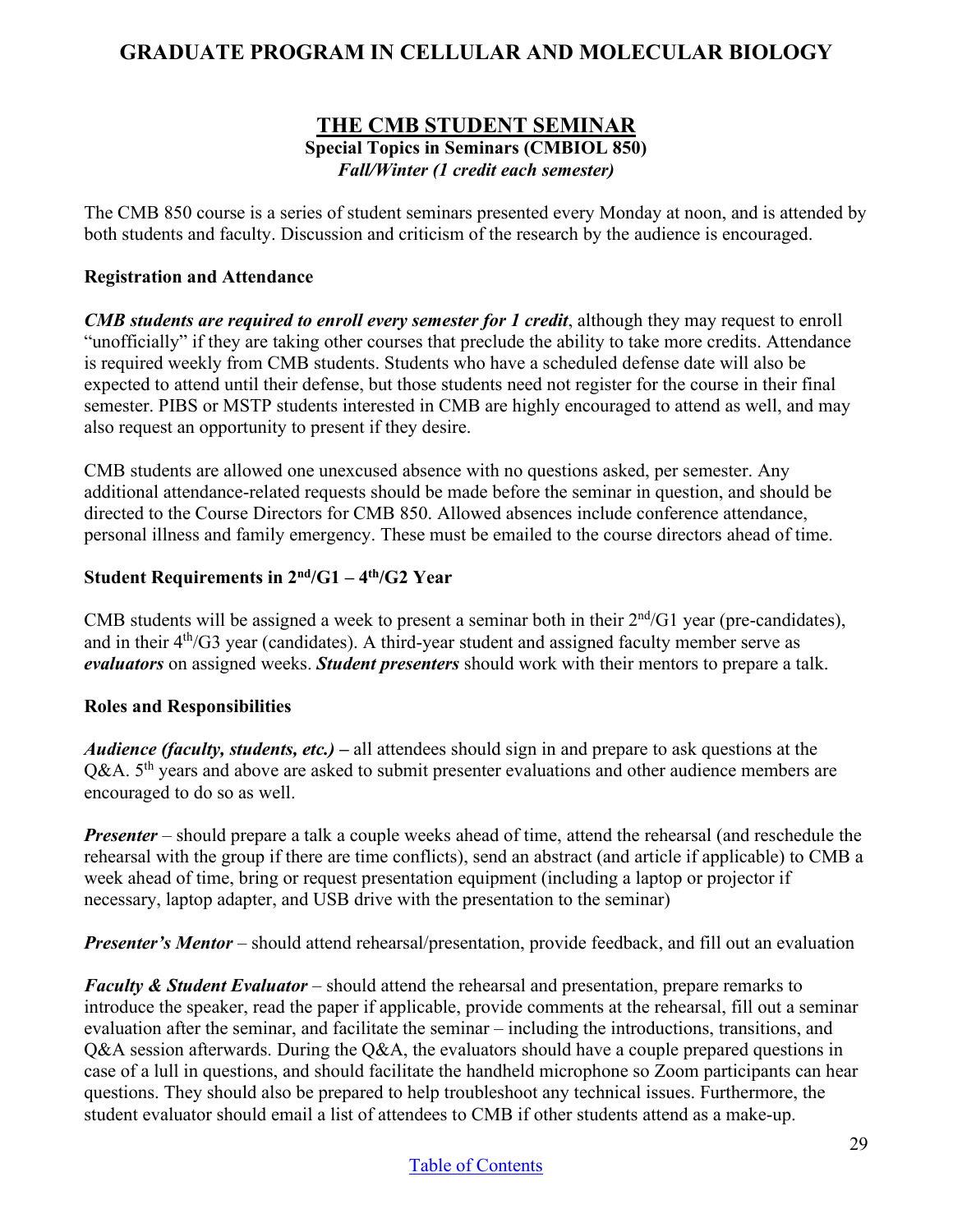# GRADUATE PROGRAM IN CELLULAR AND MOLECULAR BIOLOGY

## THE CMB STUDENT SEMINAR

**Special Topics in Seminars (CMBIOL 850)**

***Fall/Winter (1 credit each semester)***

The CMB 850 course is a series of student seminars presented every Monday at noon, and is attended by both students and faculty. Discussion and criticism of the research by the audience is encouraged.

### Registration and Attendance

***CMB students are required to enroll every semester for 1 credit***, although they may request to enroll "unofficially" if they are taking other courses that preclude the ability to take more credits. Attendance is required weekly from CMB students. Students who have a scheduled defense date will also be expected to attend until their defense, but those students need not register for the course in their final semester. PIBS or MSTP students interested in CMB are highly encouraged to attend as well, and may also request an opportunity to present if they desire.

CMB students are allowed one unexcused absence with no questions asked, per semester. Any additional attendance-related requests should be made before the seminar in question, and should be directed to the Course Directors for CMB 850. Allowed absences include conference attendance, personal illness and family emergency. These must be emailed to the course directors ahead of time.

### Student Requirements in 2nd/G1 – 4th/G2 Year

CMB students will be assigned a week to present a seminar both in their 2nd/G1 year (pre-candidates), and in their 4th/G3 year (candidates). A third-year student and assigned faculty member serve as ***evaluators*** on assigned weeks. ***Student presenters*** should work with their mentors to prepare a talk.

### Roles and Responsibilities

***Audience (faculty, students, etc.)*** **–** all attendees should sign in and prepare to ask questions at the Q&A. 5th years and above are asked to submit presenter evaluations and other audience members are encouraged to do so as well.

***Presenter*** – should prepare a talk a couple weeks ahead of time, attend the rehearsal (and reschedule the rehearsal with the group if there are time conflicts), send an abstract (and article if applicable) to CMB a week ahead of time, bring or request presentation equipment (including a laptop or projector if necessary, laptop adapter, and USB drive with the presentation to the seminar)

***Presenter's Mentor*** – should attend rehearsal/presentation, provide feedback, and fill out an evaluation

***Faculty & Student Evaluator*** – should attend the rehearsal and presentation, prepare remarks to introduce the speaker, read the paper if applicable, provide comments at the rehearsal, fill out a seminar evaluation after the seminar, and facilitate the seminar – including the introductions, transitions, and Q&A session afterwards. During the Q&A, the evaluators should have a couple prepared questions in case of a lull in questions, and should facilitate the handheld microphone so Zoom participants can hear questions. They should also be prepared to help troubleshoot any technical issues. Furthermore, the student evaluator should email a list of attendees to CMB if other students attend as a make-up.

Table of Contents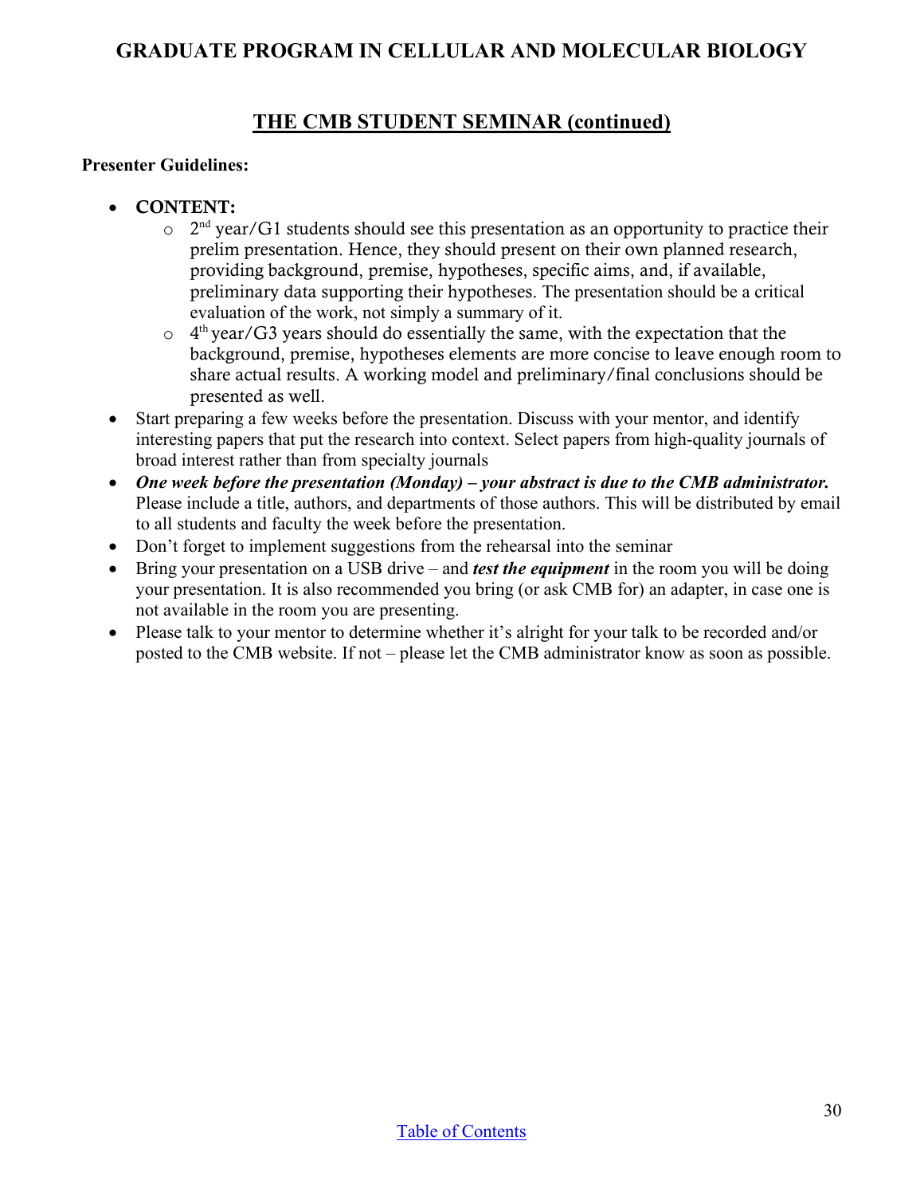## GRADUATE PROGRAM IN CELLULAR AND MOLECULAR BIOLOGY

### THE CMB STUDENT SEMINAR (continued)

**Presenter Guidelines:**

- **CONTENT:**
  - 2nd year/G1 students should see this presentation as an opportunity to practice their prelim presentation. Hence, they should present on their own planned research, providing background, premise, hypotheses, specific aims, and, if available, preliminary data supporting their hypotheses. The presentation should be a critical evaluation of the work, not simply a summary of it.
  - 4th year/G3 years should do essentially the same, with the expectation that the background, premise, hypotheses elements are more concise to leave enough room to share actual results. A working model and preliminary/final conclusions should be presented as well.
- Start preparing a few weeks before the presentation. Discuss with your mentor, and identify interesting papers that put the research into context. Select papers from high-quality journals of broad interest rather than from specialty journals
- ***One week before the presentation (Monday) – your abstract is due to the CMB administrator.*** Please include a title, authors, and departments of those authors. This will be distributed by email to all students and faculty the week before the presentation.
- Don't forget to implement suggestions from the rehearsal into the seminar
- Bring your presentation on a USB drive – and ***test the equipment*** in the room you will be doing your presentation. It is also recommended you bring (or ask CMB for) an adapter, in case one is not available in the room you are presenting.
- Please talk to your mentor to determine whether it's alright for your talk to be recorded and/or posted to the CMB website. If not – please let the CMB administrator know as soon as possible.

Table of Contents